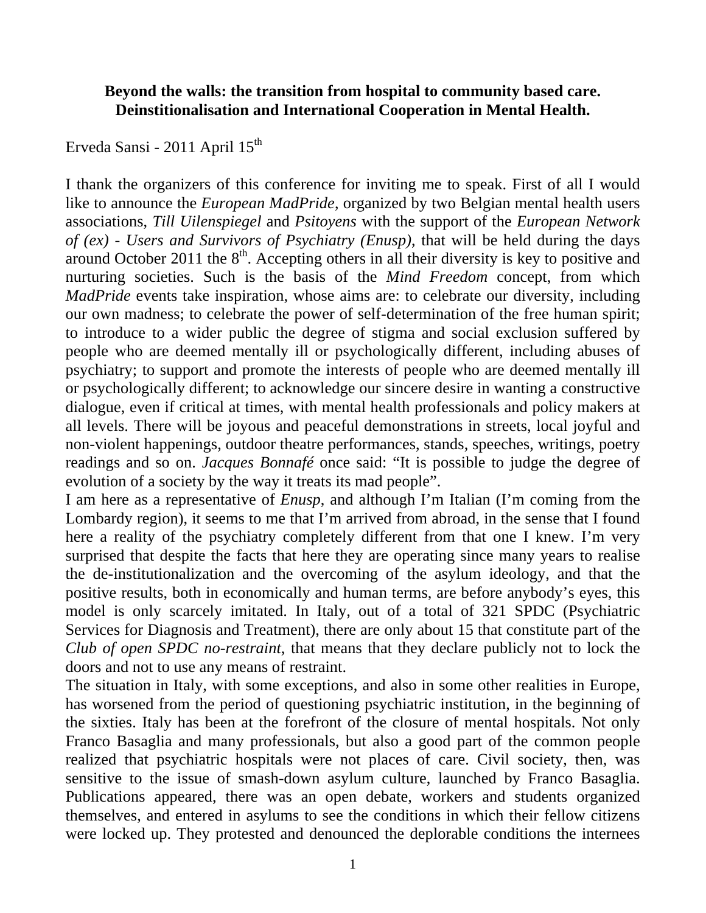**Beyond the walls: the transition from hospital to community based care. Deinstitionalisation and International Cooperation in Mental Health.**

Erveda Sansi - 2011 April 15th

I thank the organizers of this conference for inviting me to speak. First of all I would like to announce the *European MadPride*, organized by two Belgian mental health users associations, *Till Uilenspiegel* and *Psitoyens* with the support of the *European Network of (ex) - Users and Survivors of Psychiatry (Enusp)*, that will be held during the days around October 2011 the 8th. Accepting others in all their diversity is key to positive and nurturing societies. Such is the basis of the *Mind Freedom* concept, from which *MadPride* events take inspiration, whose aims are: to celebrate our diversity, including our own madness; to celebrate the power of self-determination of the free human spirit; to introduce to a wider public the degree of stigma and social exclusion suffered by people who are deemed mentally ill or psychologically different, including abuses of psychiatry; to support and promote the interests of people who are deemed mentally ill or psychologically different; to acknowledge our sincere desire in wanting a constructive dialogue, even if critical at times, with mental health professionals and policy makers at all levels. There will be joyous and peaceful demonstrations in streets, local joyful and non-violent happenings, outdoor theatre performances, stands, speeches, writings, poetry readings and so on. *Jacques Bonnafé* once said: "It is possible to judge the degree of evolution of a society by the way it treats its mad people".

I am here as a representative of *Enusp*, and although I'm Italian (I'm coming from the Lombardy region), it seems to me that I'm arrived from abroad, in the sense that I found here a reality of the psychiatry completely different from that one I knew. I'm very surprised that despite the facts that here they are operating since many years to realise the de-institutionalization and the overcoming of the asylum ideology, and that the positive results, both in economically and human terms, are before anybody's eyes, this model is only scarcely imitated. In Italy, out of a total of 321 SPDC (Psychiatric Services for Diagnosis and Treatment), there are only about 15 that constitute part of the *Club of open SPDC no-restraint*, that means that they declare publicly not to lock the doors and not to use any means of restraint.

The situation in Italy, with some exceptions, and also in some other realities in Europe, has worsened from the period of questioning psychiatric institution, in the beginning of the sixties. Italy has been at the forefront of the closure of mental hospitals. Not only Franco Basaglia and many professionals, but also a good part of the common people realized that psychiatric hospitals were not places of care. Civil society, then, was sensitive to the issue of smash-down asylum culture, launched by Franco Basaglia. Publications appeared, there was an open debate, workers and students organized themselves, and entered in asylums to see the conditions in which their fellow citizens were locked up. They protested and denounced the deplorable conditions the internees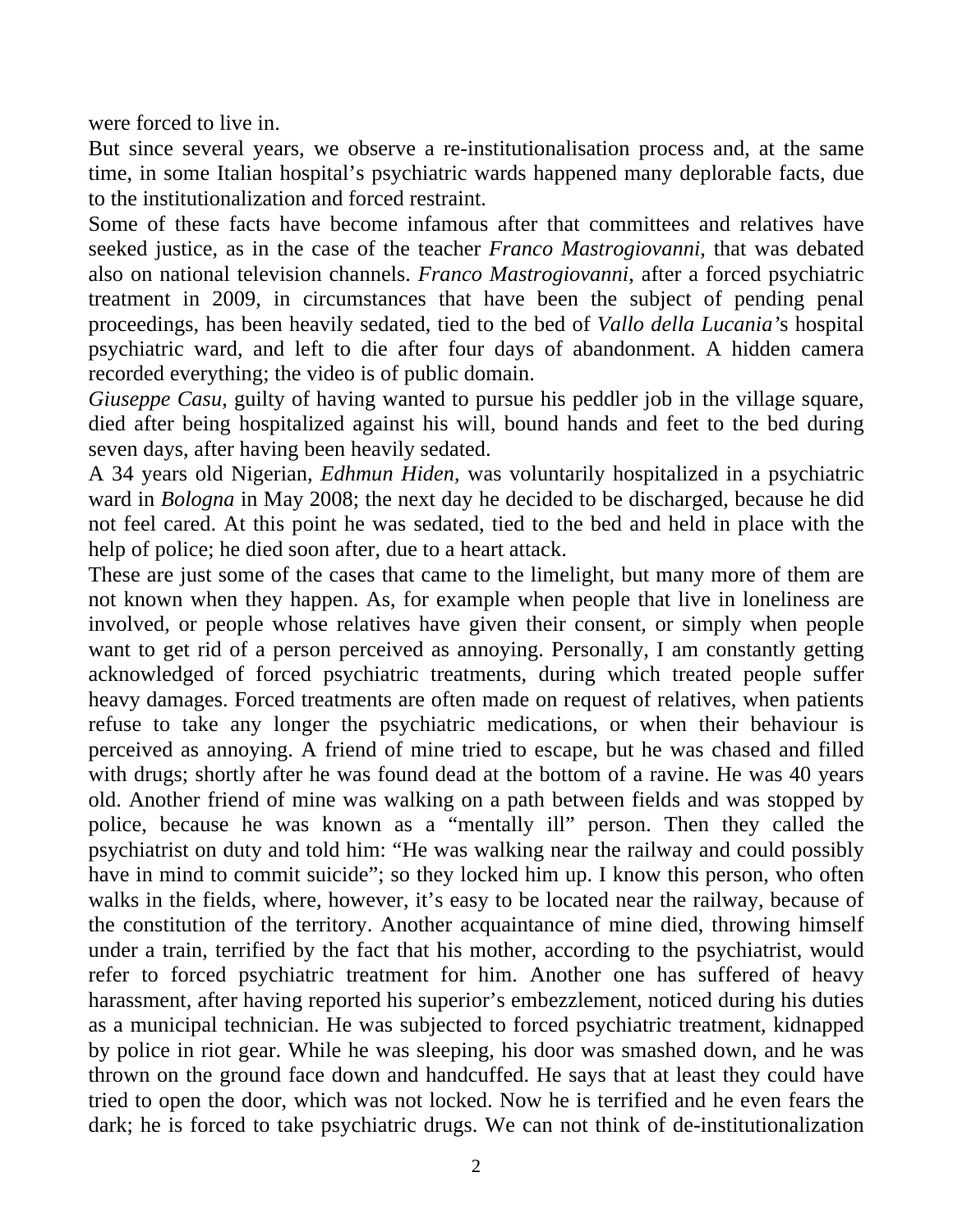were forced to live in.

But since several years, we observe a re-institutionalisation process and, at the same time, in some Italian hospital's psychiatric wards happened many deplorable facts, due to the institutionalization and forced restraint.

Some of these facts have become infamous after that committees and relatives have seeked justice, as in the case of the teacher *Franco Mastrogiovanni*, that was debated also on national television channels. *Franco Mastrogiovanni*, after a forced psychiatric treatment in 2009, in circumstances that have been the subject of pending penal proceedings, has been heavily sedated, tied to the bed of *Vallo della Lucania*'s hospital psychiatric ward, and left to die after four days of abandonment. A hidden camera recorded everything; the video is of public domain.

*Giuseppe Casu*, guilty of having wanted to pursue his peddler job in the village square, died after being hospitalized against his will, bound hands and feet to the bed during seven days, after having been heavily sedated.

A 34 years old Nigerian, *Edhmun Hiden*, was voluntarily hospitalized in a psychiatric ward in *Bologna* in May 2008; the next day he decided to be discharged, because he did not feel cared. At this point he was sedated, tied to the bed and held in place with the help of police; he died soon after, due to a heart attack.

These are just some of the cases that came to the limelight, but many more of them are not known when they happen. As, for example when people that live in loneliness are involved, or people whose relatives have given their consent, or simply when people want to get rid of a person perceived as annoying. Personally, I am constantly getting acknowledged of forced psychiatric treatments, during which treated people suffer heavy damages. Forced treatments are often made on request of relatives, when patients refuse to take any longer the psychiatric medications, or when their behaviour is perceived as annoying. A friend of mine tried to escape, but he was chased and filled with drugs; shortly after he was found dead at the bottom of a ravine. He was 40 years old. Another friend of mine was walking on a path between fields and was stopped by police, because he was known as a "mentally ill" person. Then they called the psychiatrist on duty and told him: "He was walking near the railway and could possibly have in mind to commit suicide"; so they locked him up. I know this person, who often walks in the fields, where, however, it's easy to be located near the railway, because of the constitution of the territory. Another acquaintance of mine died, throwing himself under a train, terrified by the fact that his mother, according to the psychiatrist, would refer to forced psychiatric treatment for him. Another one has suffered of heavy harassment, after having reported his superior's embezzlement, noticed during his duties as a municipal technician. He was subjected to forced psychiatric treatment, kidnapped by police in riot gear. While he was sleeping, his door was smashed down, and he was thrown on the ground face down and handcuffed. He says that at least they could have tried to open the door, which was not locked. Now he is terrified and he even fears the dark; he is forced to take psychiatric drugs. We can not think of de-institutionalization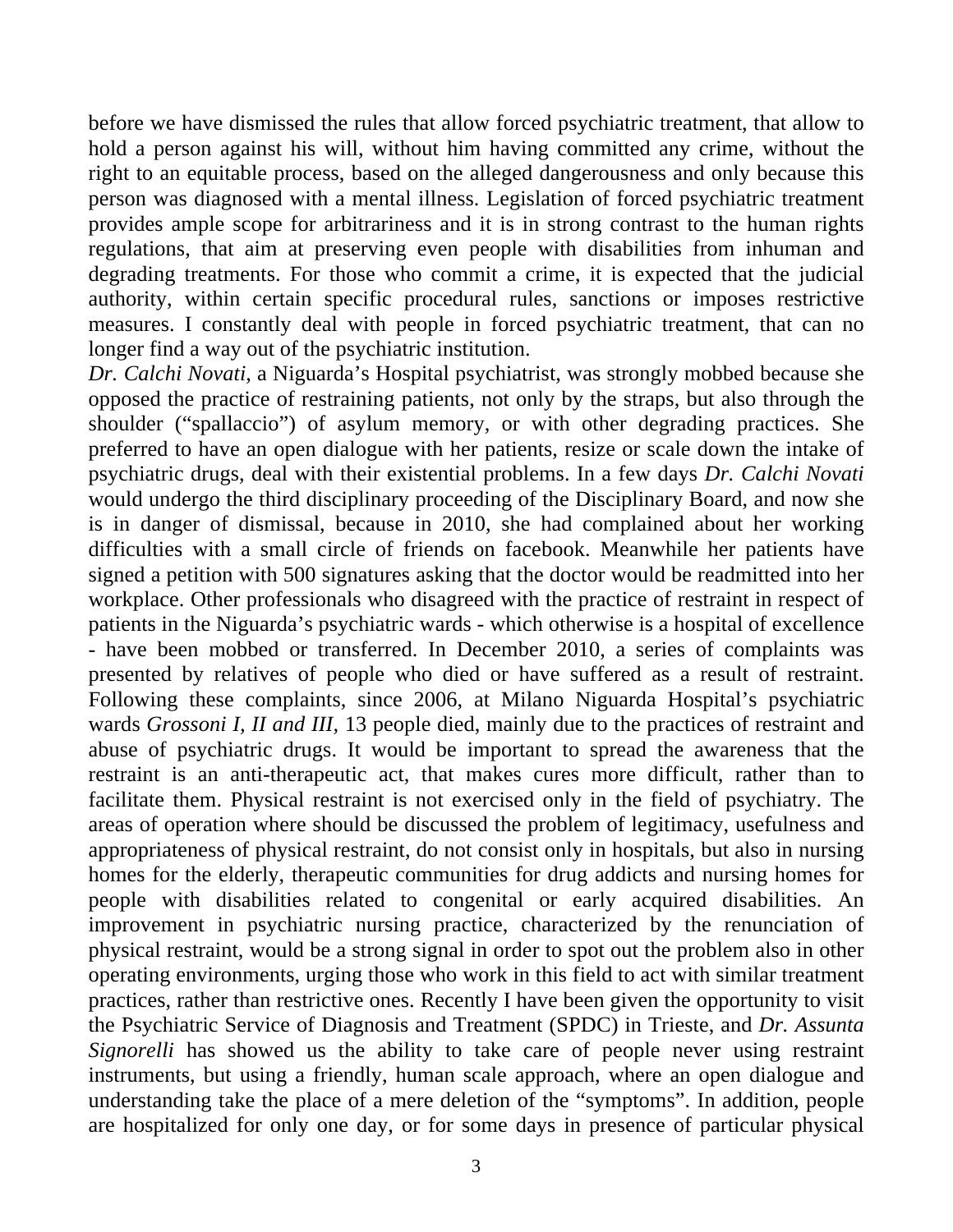before we have dismissed the rules that allow forced psychiatric treatment, that allow to hold a person against his will, without him having committed any crime, without the right to an equitable process, based on the alleged dangerousness and only because this person was diagnosed with a mental illness. Legislation of forced psychiatric treatment provides ample scope for arbitrariness and it is in strong contrast to the human rights regulations, that aim at preserving even people with disabilities from inhuman and degrading treatments. For those who commit a crime, it is expected that the judicial authority, within certain specific procedural rules, sanctions or imposes restrictive measures. I constantly deal with people in forced psychiatric treatment, that can no longer find a way out of the psychiatric institution.

*Dr. Calchi Novati,* a Niguarda's Hospital psychiatrist, was strongly mobbed because she opposed the practice of restraining patients, not only by the straps, but also through the shoulder ("spallaccio") of asylum memory, or with other degrading practices. She preferred to have an open dialogue with her patients, resize or scale down the intake of psychiatric drugs, deal with their existential problems. In a few days *Dr. Calchi Novati* would undergo the third disciplinary proceeding of the Disciplinary Board, and now she is in danger of dismissal, because in 2010, she had complained about her working difficulties with a small circle of friends on facebook. Meanwhile her patients have signed a petition with 500 signatures asking that the doctor would be readmitted into her workplace. Other professionals who disagreed with the practice of restraint in respect of patients in the Niguarda's psychiatric wards - which otherwise is a hospital of excellence - have been mobbed or transferred. In December 2010, a series of complaints was presented by relatives of people who died or have suffered as a result of restraint. Following these complaints, since 2006, at Milano Niguarda Hospital's psychiatric wards *Grossoni I, II and III,* 13 people died, mainly due to the practices of restraint and abuse of psychiatric drugs. It would be important to spread the awareness that the restraint is an anti-therapeutic act, that makes cures more difficult, rather than to facilitate them. Physical restraint is not exercised only in the field of psychiatry. The areas of operation where should be discussed the problem of legitimacy, usefulness and appropriateness of physical restraint, do not consist only in hospitals, but also in nursing homes for the elderly, therapeutic communities for drug addicts and nursing homes for people with disabilities related to congenital or early acquired disabilities. An improvement in psychiatric nursing practice, characterized by the renunciation of physical restraint, would be a strong signal in order to spot out the problem also in other operating environments, urging those who work in this field to act with similar treatment practices, rather than restrictive ones. Recently I have been given the opportunity to visit the Psychiatric Service of Diagnosis and Treatment (SPDC) in Trieste, and *Dr. Assunta Signorelli* has showed us the ability to take care of people never using restraint instruments, but using a friendly, human scale approach, where an open dialogue and understanding take the place of a mere deletion of the "symptoms". In addition, people are hospitalized for only one day, or for some days in presence of particular physical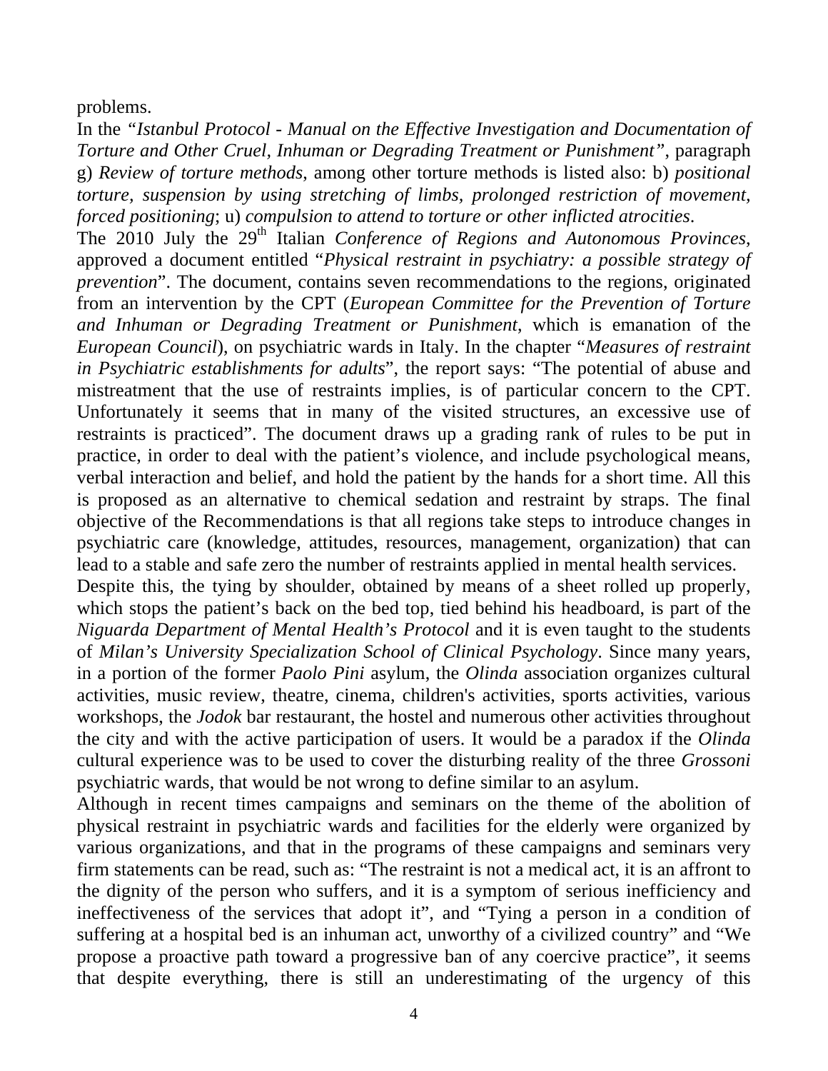problems.

In the *"Istanbul Protocol - Manual on the Effective Investigation and Documentation of Torture and Other Cruel, Inhuman or Degrading Treatment or Punishment"*, paragraph g) *Review of torture methods*, among other torture methods is listed also: b) *positional torture, suspension by using stretching of limbs, prolonged restriction of movement, forced positioning*; u) *compulsion to attend to torture or other inflicted atrocities*.

The 2010 July the 29th Italian *Conference of Regions and Autonomous Provinces*, approved a document entitled "*Physical restraint in psychiatry: a possible strategy of prevention*". The document, contains seven recommendations to the regions, originated from an intervention by the CPT (*European Committee for the Prevention of Torture and Inhuman or Degrading Treatment or Punishment*, which is emanation of the *European Council*), on psychiatric wards in Italy. In the chapter "*Measures of restraint in Psychiatric establishments for adults*", the report says: "The potential of abuse and mistreatment that the use of restraints implies, is of particular concern to the CPT. Unfortunately it seems that in many of the visited structures, an excessive use of restraints is practiced". The document draws up a grading rank of rules to be put in practice, in order to deal with the patient's violence, and include psychological means, verbal interaction and belief, and hold the patient by the hands for a short time. All this is proposed as an alternative to chemical sedation and restraint by straps. The final objective of the Recommendations is that all regions take steps to introduce changes in psychiatric care (knowledge, attitudes, resources, management, organization) that can lead to a stable and safe zero the number of restraints applied in mental health services.

Despite this, the tying by shoulder, obtained by means of a sheet rolled up properly, which stops the patient's back on the bed top, tied behind his headboard, is part of the *Niguarda Department of Mental Health's Protocol* and it is even taught to the students of *Milan's University Specialization School of Clinical Psychology*. Since many years, in a portion of the former *Paolo Pini* asylum, the *Olinda* association organizes cultural activities, music review, theatre, cinema, children's activities, sports activities, various workshops, the *Jodok* bar restaurant, the hostel and numerous other activities throughout the city and with the active participation of users. It would be a paradox if the *Olinda* cultural experience was to be used to cover the disturbing reality of the three *Grossoni* psychiatric wards, that would be not wrong to define similar to an asylum.

Although in recent times campaigns and seminars on the theme of the abolition of physical restraint in psychiatric wards and facilities for the elderly were organized by various organizations, and that in the programs of these campaigns and seminars very firm statements can be read, such as: "The restraint is not a medical act, it is an affront to the dignity of the person who suffers, and it is a symptom of serious inefficiency and ineffectiveness of the services that adopt it", and "Tying a person in a condition of suffering at a hospital bed is an inhuman act, unworthy of a civilized country" and "We propose a proactive path toward a progressive ban of any coercive practice", it seems that despite everything, there is still an underestimating of the urgency of this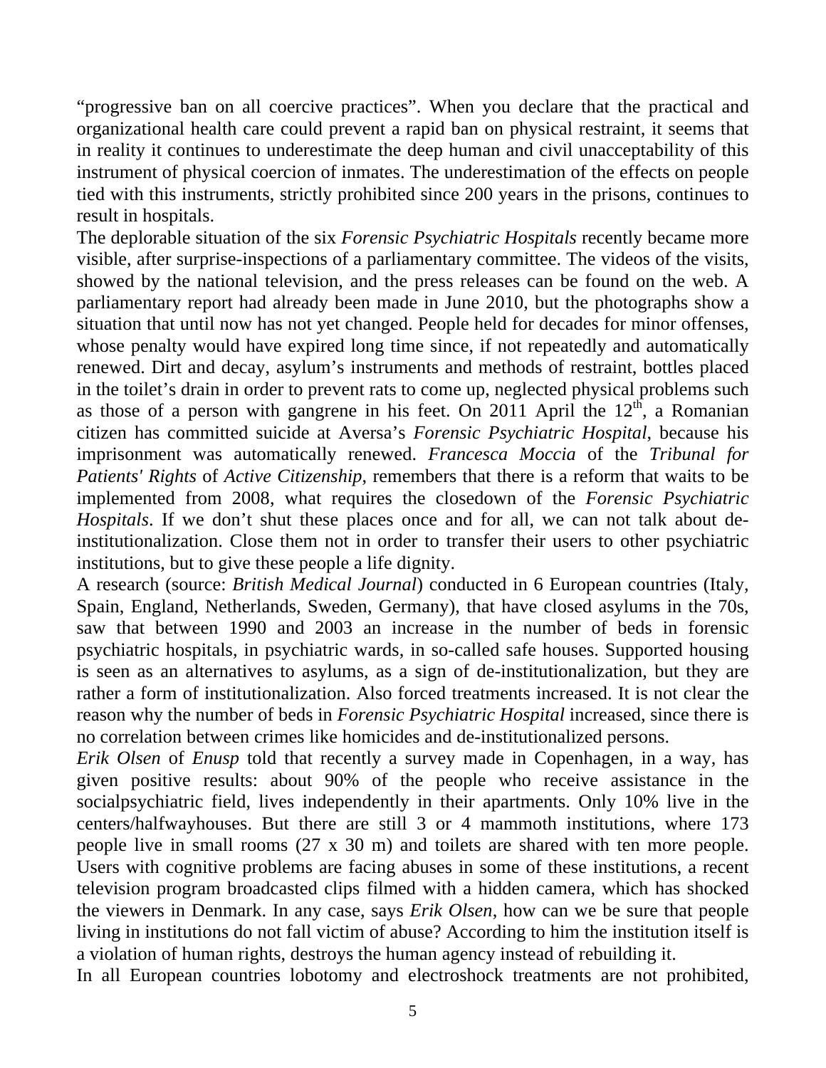“progressive ban on all coercive practices”. When you declare that the practical and organizational health care could prevent a rapid ban on physical restraint, it seems that in reality it continues to underestimate the deep human and civil unacceptability of this instrument of physical coercion of inmates. The underestimation of the effects on people tied with this instruments, strictly prohibited since 200 years in the prisons, continues to result in hospitals.

The deplorable situation of the six *Forensic Psychiatric Hospitals* recently became more visible, after surprise-inspections of a parliamentary committee. The videos of the visits, showed by the national television, and the press releases can be found on the web. A parliamentary report had already been made in June 2010, but the photographs show a situation that until now has not yet changed. People held for decades for minor offenses, whose penalty would have expired long time since, if not repeatedly and automatically renewed. Dirt and decay, asylum’s instruments and methods of restraint, bottles placed in the toilet’s drain in order to prevent rats to come up, neglected physical problems such as those of a person with gangrene in his feet. On 2011 April the 12th, a Romanian citizen has committed suicide at Aversa’s *Forensic Psychiatric Hospital*, because his imprisonment was automatically renewed. *Francesca Moccia* of the *Tribunal for Patients' Rights* of *Active Citizenship*, remembers that there is a reform that waits to be implemented from 2008, what requires the closedown of the *Forensic Psychiatric Hospitals*. If we don’t shut these places once and for all, we can not talk about de-institutionalization. Close them not in order to transfer their users to other psychiatric institutions, but to give these people a life dignity.

A research (source: *British Medical Journal*) conducted in 6 European countries (Italy, Spain, England, Netherlands, Sweden, Germany), that have closed asylums in the 70s, saw that between 1990 and 2003 an increase in the number of beds in forensic psychiatric hospitals, in psychiatric wards, in so-called safe houses. Supported housing is seen as an alternatives to asylums, as a sign of de-institutionalization, but they are rather a form of institutionalization. Also forced treatments increased. It is not clear the reason why the number of beds in *Forensic Psychiatric Hospital* increased, since there is no correlation between crimes like homicides and de-institutionalized persons.

*Erik Olsen* of *Enusp* told that recently a survey made in Copenhagen, in a way, has given positive results: about 90% of the people who receive assistance in the socialpsychiatric field, lives independently in their apartments. Only 10% live in the centers/halfwayhouses. But there are still 3 or 4 mammoth institutions, where 173 people live in small rooms (27 x 30 m) and toilets are shared with ten more people. Users with cognitive problems are facing abuses in some of these institutions, a recent television program broadcasted clips filmed with a hidden camera, which has shocked the viewers in Denmark. In any case, says *Erik Olsen*, how can we be sure that people living in institutions do not fall victim of abuse? According to him the institution itself is a violation of human rights, destroys the human agency instead of rebuilding it.

In all European countries lobotomy and electroshock treatments are not prohibited,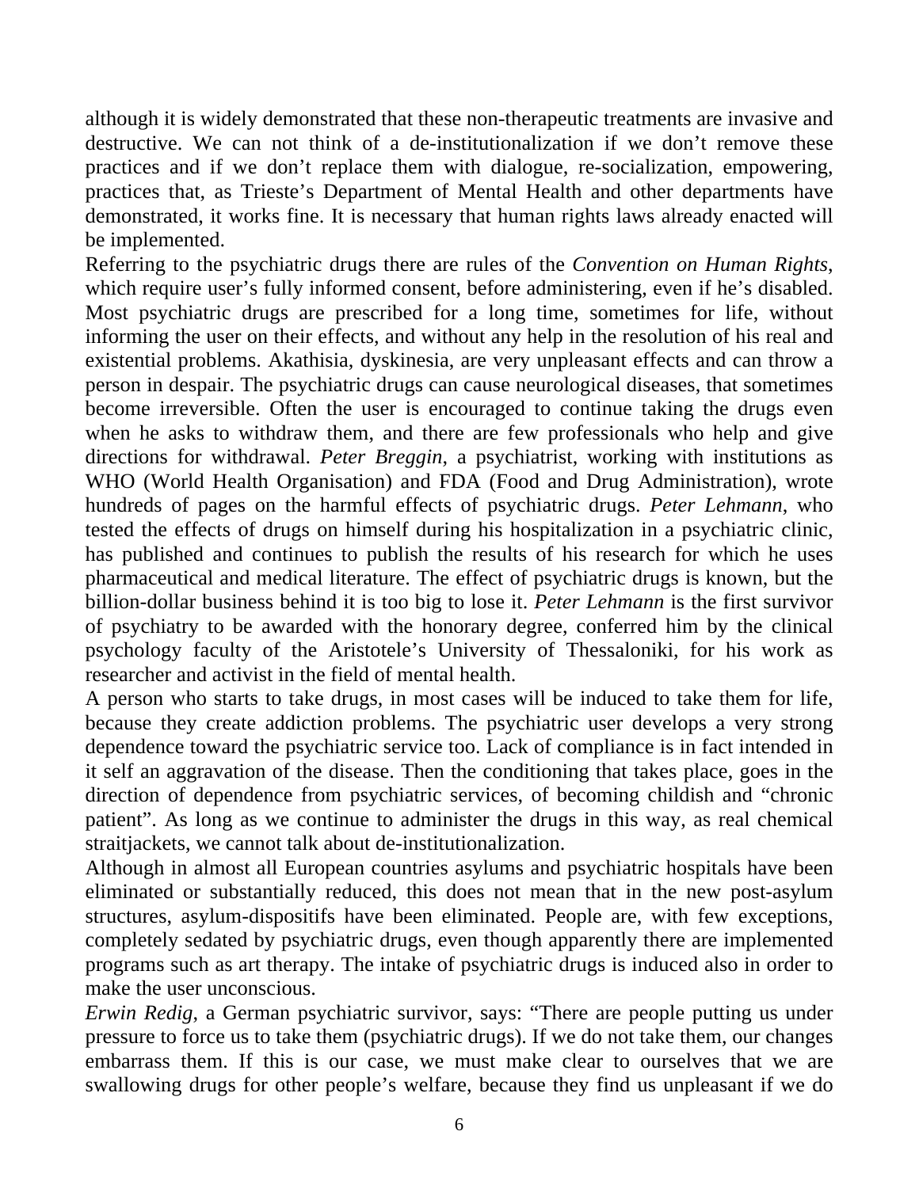although it is widely demonstrated that these non-therapeutic treatments are invasive and destructive. We can not think of a de-institutionalization if we don't remove these practices and if we don't replace them with dialogue, re-socialization, empowering, practices that, as Trieste's Department of Mental Health and other departments have demonstrated, it works fine. It is necessary that human rights laws already enacted will be implemented.

Referring to the psychiatric drugs there are rules of the *Convention on Human Rights*, which require user's fully informed consent, before administering, even if he's disabled. Most psychiatric drugs are prescribed for a long time, sometimes for life, without informing the user on their effects, and without any help in the resolution of his real and existential problems. Akathisia, dyskinesia, are very unpleasant effects and can throw a person in despair. The psychiatric drugs can cause neurological diseases, that sometimes become irreversible. Often the user is encouraged to continue taking the drugs even when he asks to withdraw them, and there are few professionals who help and give directions for withdrawal. *Peter Breggin*, a psychiatrist, working with institutions as WHO (World Health Organisation) and FDA (Food and Drug Administration), wrote hundreds of pages on the harmful effects of psychiatric drugs. *Peter Lehmann*, who tested the effects of drugs on himself during his hospitalization in a psychiatric clinic, has published and continues to publish the results of his research for which he uses pharmaceutical and medical literature. The effect of psychiatric drugs is known, but the billion-dollar business behind it is too big to lose it. *Peter Lehmann* is the first survivor of psychiatry to be awarded with the honorary degree, conferred him by the clinical psychology faculty of the Aristotele's University of Thessaloniki, for his work as researcher and activist in the field of mental health.

A person who starts to take drugs, in most cases will be induced to take them for life, because they create addiction problems. The psychiatric user develops a very strong dependence toward the psychiatric service too. Lack of compliance is in fact intended in it self an aggravation of the disease. Then the conditioning that takes place, goes in the direction of dependence from psychiatric services, of becoming childish and "chronic patient". As long as we continue to administer the drugs in this way, as real chemical straitjackets, we cannot talk about de-institutionalization.

Although in almost all European countries asylums and psychiatric hospitals have been eliminated or substantially reduced, this does not mean that in the new post-asylum structures, asylum-dispositifs have been eliminated. People are, with few exceptions, completely sedated by psychiatric drugs, even though apparently there are implemented programs such as art therapy. The intake of psychiatric drugs is induced also in order to make the user unconscious.

*Erwin Redig*, a German psychiatric survivor, says: "There are people putting us under pressure to force us to take them (psychiatric drugs). If we do not take them, our changes embarrass them. If this is our case, we must make clear to ourselves that we are swallowing drugs for other people's welfare, because they find us unpleasant if we do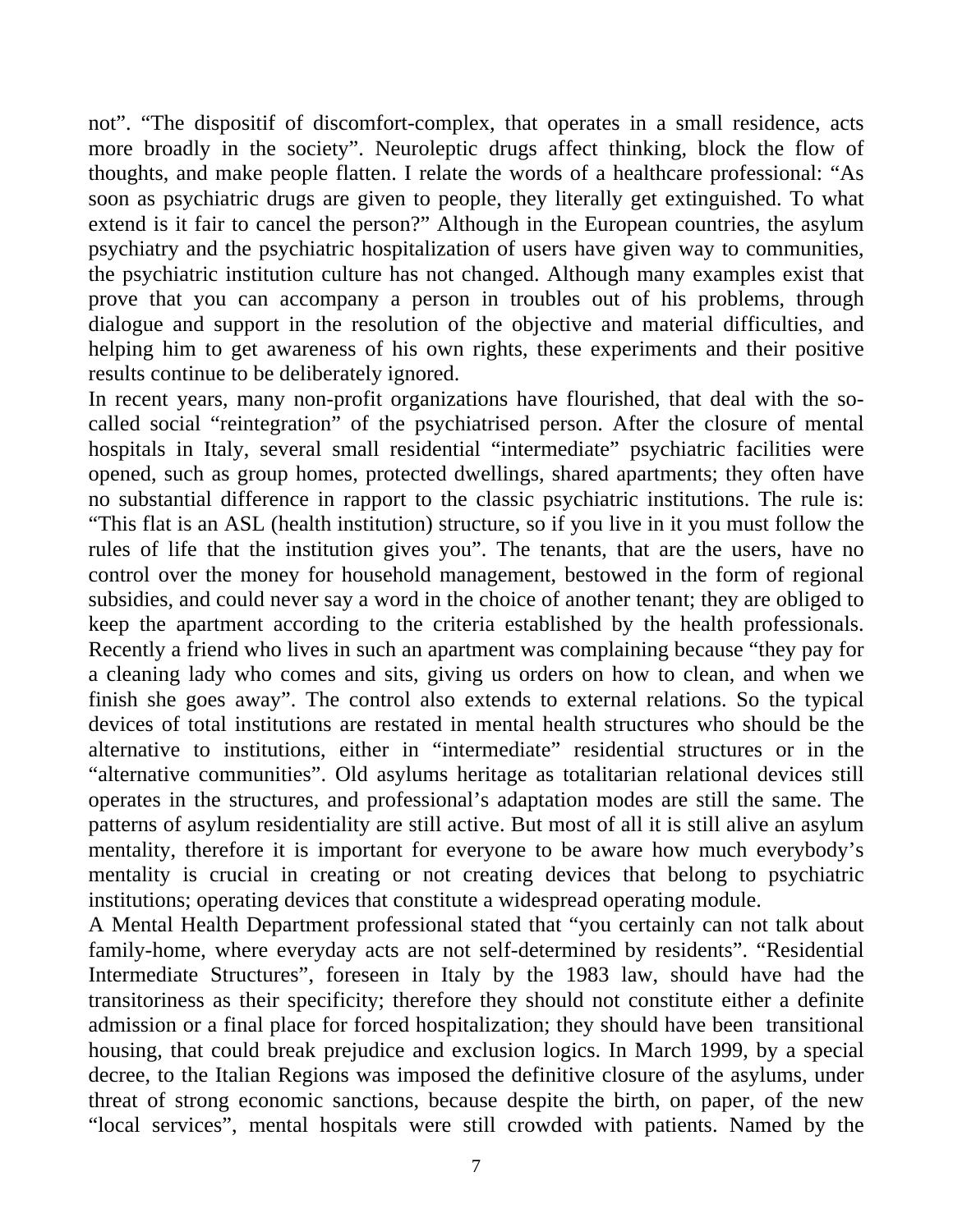not". "The dispositif of discomfort-complex, that operates in a small residence, acts more broadly in the society". Neuroleptic drugs affect thinking, block the flow of thoughts, and make people flatten. I relate the words of a healthcare professional: "As soon as psychiatric drugs are given to people, they literally get extinguished. To what extend is it fair to cancel the person?" Although in the European countries, the asylum psychiatry and the psychiatric hospitalization of users have given way to communities, the psychiatric institution culture has not changed. Although many examples exist that prove that you can accompany a person in troubles out of his problems, through dialogue and support in the resolution of the objective and material difficulties, and helping him to get awareness of his own rights, these experiments and their positive results continue to be deliberately ignored.

In recent years, many non-profit organizations have flourished, that deal with the so-called social "reintegration" of the psychiatrised person. After the closure of mental hospitals in Italy, several small residential "intermediate" psychiatric facilities were opened, such as group homes, protected dwellings, shared apartments; they often have no substantial difference in rapport to the classic psychiatric institutions. The rule is: "This flat is an ASL (health institution) structure, so if you live in it you must follow the rules of life that the institution gives you". The tenants, that are the users, have no control over the money for household management, bestowed in the form of regional subsidies, and could never say a word in the choice of another tenant; they are obliged to keep the apartment according to the criteria established by the health professionals. Recently a friend who lives in such an apartment was complaining because "they pay for a cleaning lady who comes and sits, giving us orders on how to clean, and when we finish she goes away". The control also extends to external relations. So the typical devices of total institutions are restated in mental health structures who should be the alternative to institutions, either in "intermediate" residential structures or in the "alternative communities". Old asylums heritage as totalitarian relational devices still operates in the structures, and professional's adaptation modes are still the same. The patterns of asylum residentiality are still active. But most of all it is still alive an asylum mentality, therefore it is important for everyone to be aware how much everybody's mentality is crucial in creating or not creating devices that belong to psychiatric institutions; operating devices that constitute a widespread operating module.

A Mental Health Department professional stated that "you certainly can not talk about family-home, where everyday acts are not self-determined by residents". "Residential Intermediate Structures", foreseen in Italy by the 1983 law, should have had the transitoriness as their specificity; therefore they should not constitute either a definite admission or a final place for forced hospitalization; they should have been transitional housing, that could break prejudice and exclusion logics. In March 1999, by a special decree, to the Italian Regions was imposed the definitive closure of the asylums, under threat of strong economic sanctions, because despite the birth, on paper, of the new "local services", mental hospitals were still crowded with patients. Named by the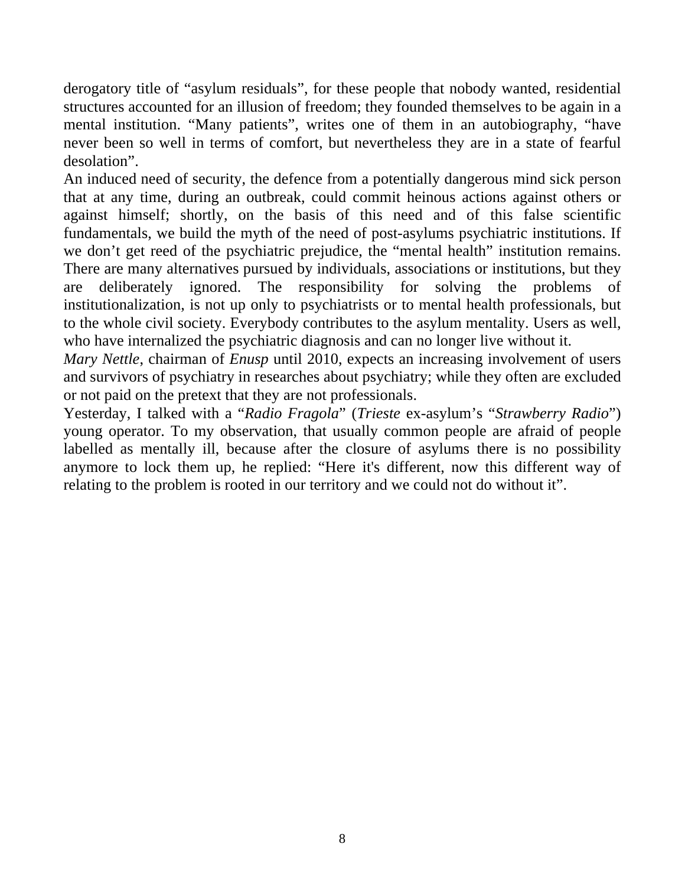derogatory title of “asylum residuals”, for these people that nobody wanted, residential structures accounted for an illusion of freedom; they founded themselves to be again in a mental institution. “Many patients”, writes one of them in an autobiography, “have never been so well in terms of comfort, but nevertheless they are in a state of fearful desolation”.

An induced need of security, the defence from a potentially dangerous mind sick person that at any time, during an outbreak, could commit heinous actions against others or against himself; shortly, on the basis of this need and of this false scientific fundamentals, we build the myth of the need of post-asylums psychiatric institutions. If we don’t get reed of the psychiatric prejudice, the “mental health” institution remains. There are many alternatives pursued by individuals, associations or institutions, but they are deliberately ignored. The responsibility for solving the problems of institutionalization, is not up only to psychiatrists or to mental health professionals, but to the whole civil society. Everybody contributes to the asylum mentality. Users as well, who have internalized the psychiatric diagnosis and can no longer live without it.

*Mary Nettle*, chairman of *Enusp* until 2010, expects an increasing involvement of users and survivors of psychiatry in researches about psychiatry; while they often are excluded or not paid on the pretext that they are not professionals.

Yesterday, I talked with a “*Radio Fragola*” (*Trieste* ex-asylum’s “*Strawberry Radio*”) young operator. To my observation, that usually common people are afraid of people labelled as mentally ill, because after the closure of asylums there is no possibility anymore to lock them up, he replied: “Here it's different, now this different way of relating to the problem is rooted in our territory and we could not do without it”.